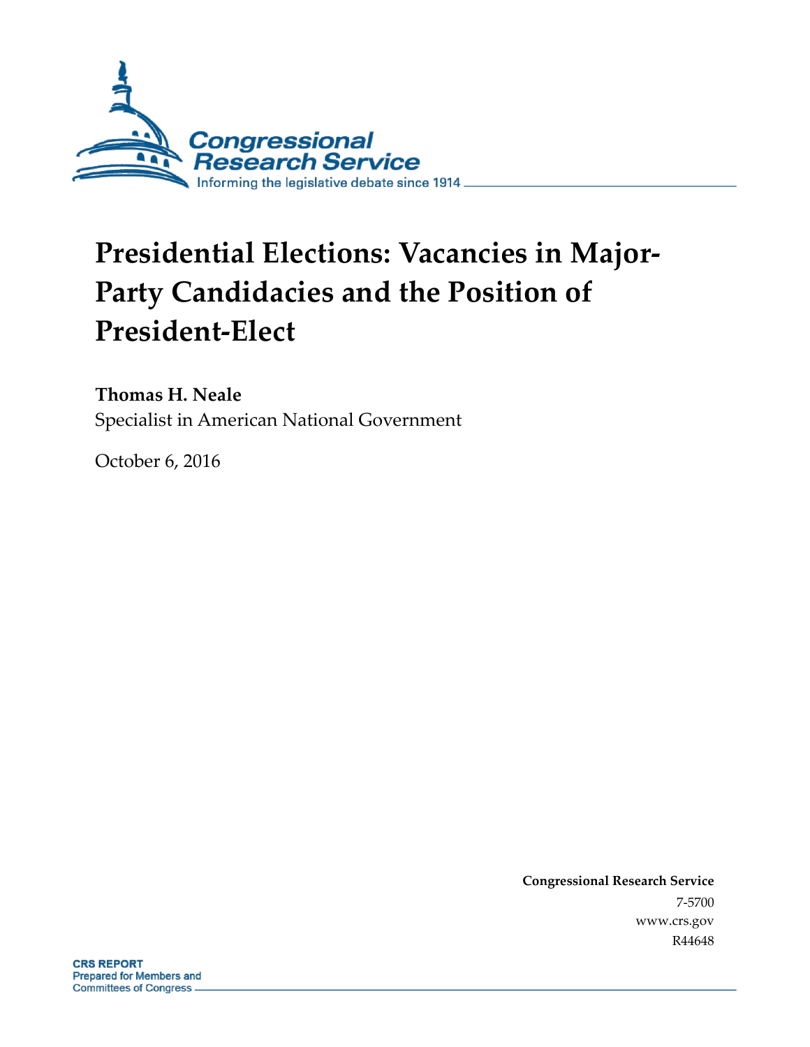Congressional Research Service

Informing the legislative debate since 1914

# Presidential Elections: Vacancies in Major-Party Candidacies and the Position of President-Elect

**Thomas H. Neale**

Specialist in American National Government

October 6, 2016

**Congressional Research Service**

7-5700

www.crs.gov

R44648

**CRS REPORT**

**Prepared for Members and Committees of Congress**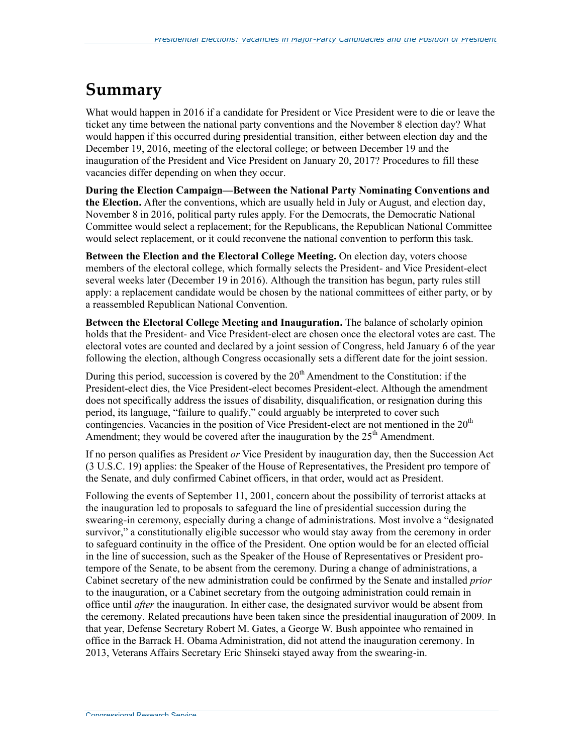# Summary

What would happen in 2016 if a candidate for President or Vice President were to die or leave the ticket any time between the national party conventions and the November 8 election day? What would happen if this occurred during presidential transition, either between election day and the December 19, 2016, meeting of the electoral college; or between December 19 and the inauguration of the President and Vice President on January 20, 2017? Procedures to fill these vacancies differ depending on when they occur.

**During the Election Campaign—Between the National Party Nominating Conventions and the Election.** After the conventions, which are usually held in July or August, and election day, November 8 in 2016, political party rules apply. For the Democrats, the Democratic National Committee would select a replacement; for the Republicans, the Republican National Committee would select replacement, or it could reconvene the national convention to perform this task.

**Between the Election and the Electoral College Meeting.** On election day, voters choose members of the electoral college, which formally selects the President- and Vice President-elect several weeks later (December 19 in 2016). Although the transition has begun, party rules still apply: a replacement candidate would be chosen by the national committees of either party, or by a reassembled Republican National Convention.

**Between the Electoral College Meeting and Inauguration.** The balance of scholarly opinion holds that the President- and Vice President-elect are chosen once the electoral votes are cast. The electoral votes are counted and declared by a joint session of Congress, held January 6 of the year following the election, although Congress occasionally sets a different date for the joint session.

During this period, succession is covered by the 20th Amendment to the Constitution: if the President-elect dies, the Vice President-elect becomes President-elect. Although the amendment does not specifically address the issues of disability, disqualification, or resignation during this period, its language, "failure to qualify," could arguably be interpreted to cover such contingencies. Vacancies in the position of Vice President-elect are not mentioned in the 20th Amendment; they would be covered after the inauguration by the 25th Amendment.

If no person qualifies as President *or* Vice President by inauguration day, then the Succession Act (3 U.S.C. 19) applies: the Speaker of the House of Representatives, the President pro tempore of the Senate, and duly confirmed Cabinet officers, in that order, would act as President.

Following the events of September 11, 2001, concern about the possibility of terrorist attacks at the inauguration led to proposals to safeguard the line of presidential succession during the swearing-in ceremony, especially during a change of administrations. Most involve a "designated survivor," a constitutionally eligible successor who would stay away from the ceremony in order to safeguard continuity in the office of the President. One option would be for an elected official in the line of succession, such as the Speaker of the House of Representatives or President pro-tempore of the Senate, to be absent from the ceremony. During a change of administrations, a Cabinet secretary of the new administration could be confirmed by the Senate and installed *prior* to the inauguration, or a Cabinet secretary from the outgoing administration could remain in office until *after* the inauguration. In either case, the designated survivor would be absent from the ceremony. Related precautions have been taken since the presidential inauguration of 2009. In that year, Defense Secretary Robert M. Gates, a George W. Bush appointee who remained in office in the Barrack H. Obama Administration, did not attend the inauguration ceremony. In 2013, Veterans Affairs Secretary Eric Shinseki stayed away from the swearing-in.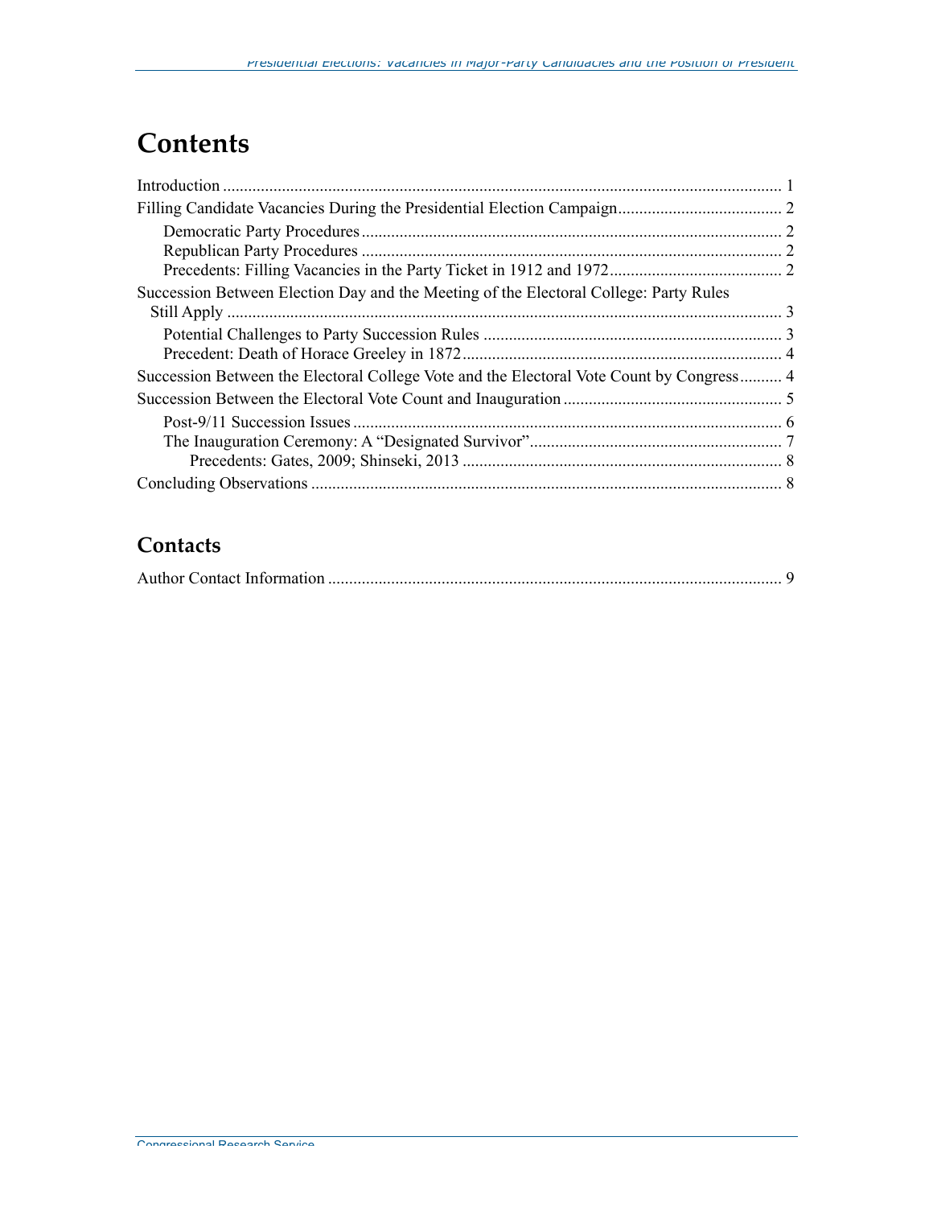# Contents

Introduction .................................................................................................................................... 1
Filling Candidate Vacancies During the Presidential Election Campaign....................................... 2
    Democratic Party Procedures ................................................................................................... 2
    Republican Party Procedures ................................................................................................... 2
    Precedents: Filling Vacancies in the Party Ticket in 1912 and 1972......................................... 2
Succession Between Election Day and the Meeting of the Electoral College: Party Rules Still Apply ................................................................................................................................... 3
    Potential Challenges to Party Succession Rules ....................................................................... 3
    Precedent: Death of Horace Greeley in 1872............................................................................ 4
Succession Between the Electoral College Vote and the Electoral Vote Count by Congress.......... 4
Succession Between the Electoral Vote Count and Inauguration .................................................... 5
    Post-9/11 Succession Issues ..................................................................................................... 6
    The Inauguration Ceremony: A "Designated Survivor"............................................................ 7
        Precedents: Gates, 2009; Shinseki, 2013 ........................................................................... 8
Concluding Observations ............................................................................................................... 8

## Contacts

Author Contact Information ........................................................................................................... 9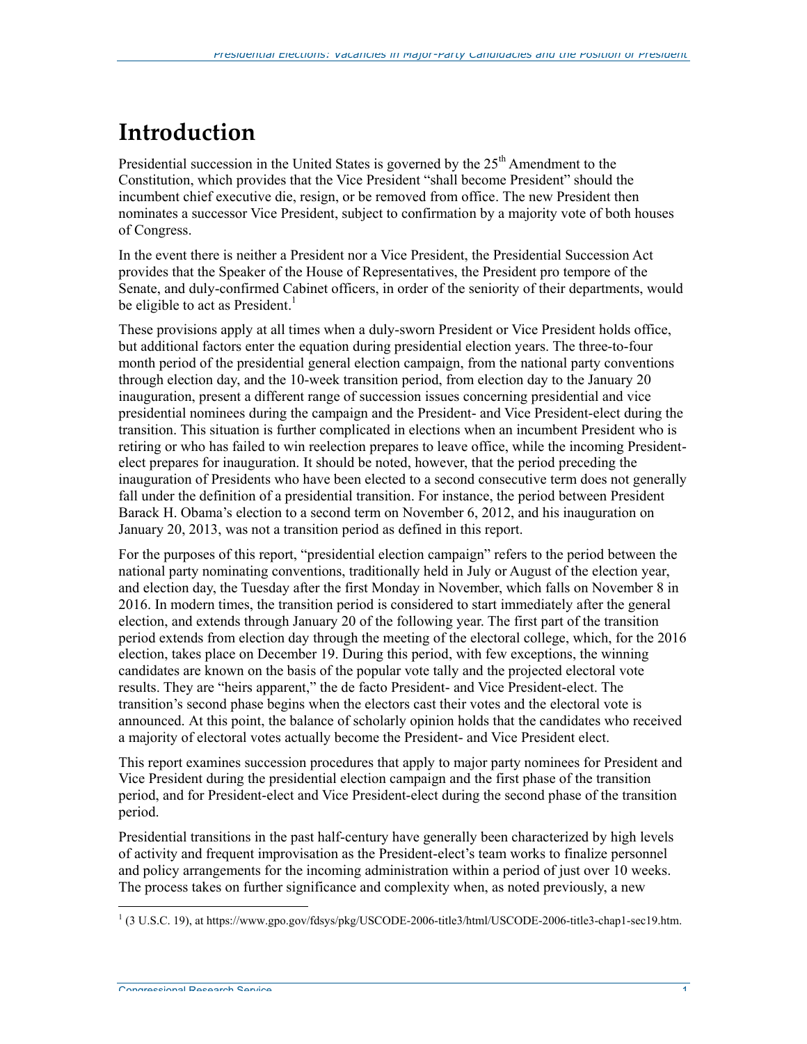# Introduction

Presidential succession in the United States is governed by the 25th Amendment to the Constitution, which provides that the Vice President "shall become President" should the incumbent chief executive die, resign, or be removed from office. The new President then nominates a successor Vice President, subject to confirmation by a majority vote of both houses of Congress.

In the event there is neither a President nor a Vice President, the Presidential Succession Act provides that the Speaker of the House of Representatives, the President pro tempore of the Senate, and duly-confirmed Cabinet officers, in order of the seniority of their departments, would be eligible to act as President.[1]

These provisions apply at all times when a duly-sworn President or Vice President holds office, but additional factors enter the equation during presidential election years. The three-to-four month period of the presidential general election campaign, from the national party conventions through election day, and the 10-week transition period, from election day to the January 20 inauguration, present a different range of succession issues concerning presidential and vice presidential nominees during the campaign and the President- and Vice President-elect during the transition. This situation is further complicated in elections when an incumbent President who is retiring or who has failed to win reelection prepares to leave office, while the incoming President-elect prepares for inauguration. It should be noted, however, that the period preceding the inauguration of Presidents who have been elected to a second consecutive term does not generally fall under the definition of a presidential transition. For instance, the period between President Barack H. Obama's election to a second term on November 6, 2012, and his inauguration on January 20, 2013, was not a transition period as defined in this report.

For the purposes of this report, "presidential election campaign" refers to the period between the national party nominating conventions, traditionally held in July or August of the election year, and election day, the Tuesday after the first Monday in November, which falls on November 8 in 2016. In modern times, the transition period is considered to start immediately after the general election, and extends through January 20 of the following year. The first part of the transition period extends from election day through the meeting of the electoral college, which, for the 2016 election, takes place on December 19. During this period, with few exceptions, the winning candidates are known on the basis of the popular vote tally and the projected electoral vote results. They are "heirs apparent," the de facto President- and Vice President-elect. The transition's second phase begins when the electors cast their votes and the electoral vote is announced. At this point, the balance of scholarly opinion holds that the candidates who received a majority of electoral votes actually become the President- and Vice President elect.

This report examines succession procedures that apply to major party nominees for President and Vice President during the presidential election campaign and the first phase of the transition period, and for President-elect and Vice President-elect during the second phase of the transition period.

Presidential transitions in the past half-century have generally been characterized by high levels of activity and frequent improvisation as the President-elect's team works to finalize personnel and policy arrangements for the incoming administration within a period of just over 10 weeks. The process takes on further significance and complexity when, as noted previously, a new

[1] (3 U.S.C. 19), at https://www.gpo.gov/fdsys/pkg/USCODE-2006-title3/html/USCODE-2006-title3-chap1-sec19.htm.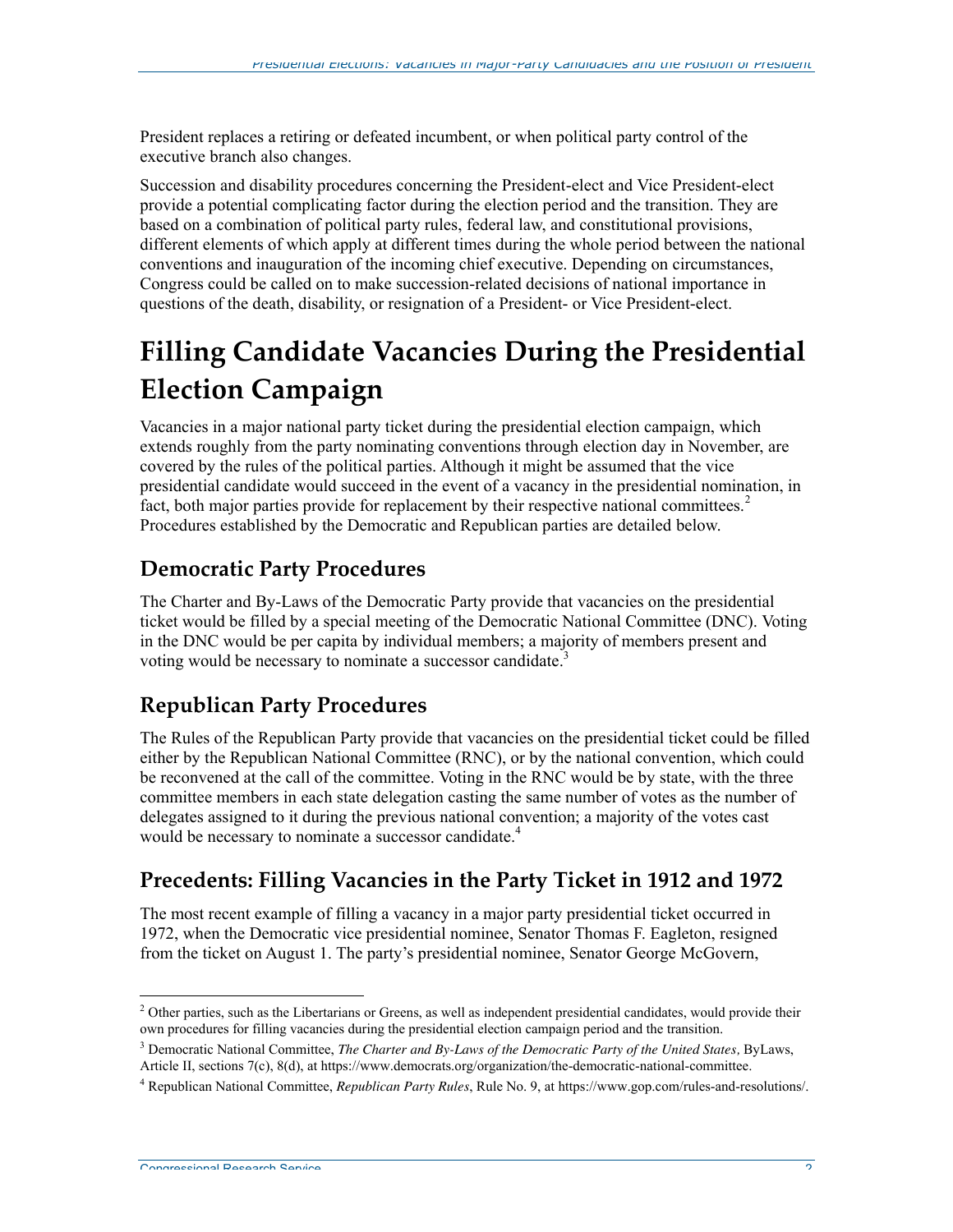President replaces a retiring or defeated incumbent, or when political party control of the executive branch also changes.

Succession and disability procedures concerning the President-elect and Vice President-elect provide a potential complicating factor during the election period and the transition. They are based on a combination of political party rules, federal law, and constitutional provisions, different elements of which apply at different times during the whole period between the national conventions and inauguration of the incoming chief executive. Depending on circumstances, Congress could be called on to make succession-related decisions of national importance in questions of the death, disability, or resignation of a President- or Vice President-elect.

# Filling Candidate Vacancies During the Presidential Election Campaign

Vacancies in a major national party ticket during the presidential election campaign, which extends roughly from the party nominating conventions through election day in November, are covered by the rules of the political parties. Although it might be assumed that the vice presidential candidate would succeed in the event of a vacancy in the presidential nomination, in fact, both major parties provide for replacement by their respective national committees.[2] Procedures established by the Democratic and Republican parties are detailed below.

## Democratic Party Procedures

The Charter and By-Laws of the Democratic Party provide that vacancies on the presidential ticket would be filled by a special meeting of the Democratic National Committee (DNC). Voting in the DNC would be per capita by individual members; a majority of members present and voting would be necessary to nominate a successor candidate.[3]

## Republican Party Procedures

The Rules of the Republican Party provide that vacancies on the presidential ticket could be filled either by the Republican National Committee (RNC), or by the national convention, which could be reconvened at the call of the committee. Voting in the RNC would be by state, with the three committee members in each state delegation casting the same number of votes as the number of delegates assigned to it during the previous national convention; a majority of the votes cast would be necessary to nominate a successor candidate.[4]

## Precedents: Filling Vacancies in the Party Ticket in 1912 and 1972

The most recent example of filling a vacancy in a major party presidential ticket occurred in 1972, when the Democratic vice presidential nominee, Senator Thomas F. Eagleton, resigned from the ticket on August 1. The party's presidential nominee, Senator George McGovern,

---

[2] Other parties, such as the Libertarians or Greens, as well as independent presidential candidates, would provide their own procedures for filling vacancies during the presidential election campaign period and the transition.

[3] Democratic National Committee, *The Charter and By-Laws of the Democratic Party of the United States,* ByLaws, Article II, sections 7(c), 8(d), at https://www.democrats.org/organization/the-democratic-national-committee.

[4] Republican National Committee, *Republican Party Rules*, Rule No. 9, at https://www.gop.com/rules-and-resolutions/.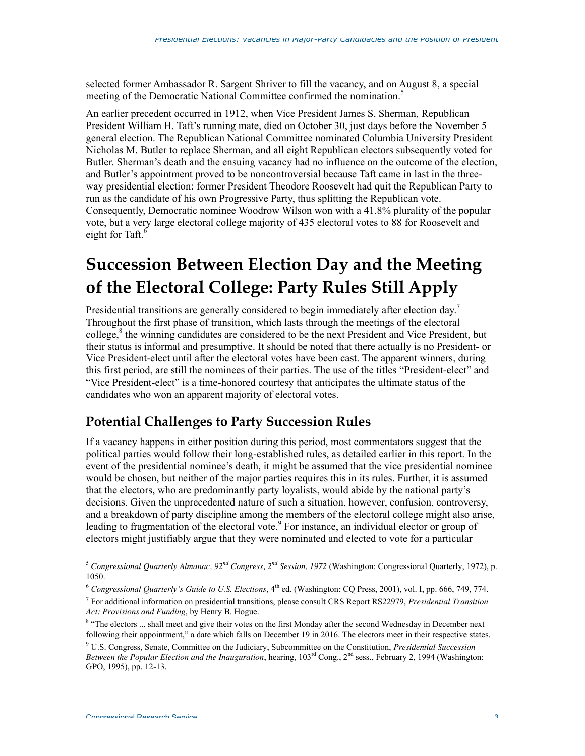selected former Ambassador R. Sargent Shriver to fill the vacancy, and on August 8, a special meeting of the Democratic National Committee confirmed the nomination.[5]

An earlier precedent occurred in 1912, when Vice President James S. Sherman, Republican President William H. Taft's running mate, died on October 30, just days before the November 5 general election. The Republican National Committee nominated Columbia University President Nicholas M. Butler to replace Sherman, and all eight Republican electors subsequently voted for Butler. Sherman's death and the ensuing vacancy had no influence on the outcome of the election, and Butler's appointment proved to be noncontroversial because Taft came in last in the three-way presidential election: former President Theodore Roosevelt had quit the Republican Party to run as the candidate of his own Progressive Party, thus splitting the Republican vote. Consequently, Democratic nominee Woodrow Wilson won with a 41.8% plurality of the popular vote, but a very large electoral college majority of 435 electoral votes to 88 for Roosevelt and eight for Taft.[6]

# Succession Between Election Day and the Meeting of the Electoral College: Party Rules Still Apply

Presidential transitions are generally considered to begin immediately after election day.[7] Throughout the first phase of transition, which lasts through the meetings of the electoral college,[8] the winning candidates are considered to be the next President and Vice President, but their status is informal and presumptive. It should be noted that there actually is no President- or Vice President-elect until after the electoral votes have been cast. The apparent winners, during this first period, are still the nominees of their parties. The use of the titles "President-elect" and "Vice President-elect" is a time-honored courtesy that anticipates the ultimate status of the candidates who won an apparent majority of electoral votes.

## Potential Challenges to Party Succession Rules

If a vacancy happens in either position during this period, most commentators suggest that the political parties would follow their long-established rules, as detailed earlier in this report. In the event of the presidential nominee's death, it might be assumed that the vice presidential nominee would be chosen, but neither of the major parties requires this in its rules. Further, it is assumed that the electors, who are predominantly party loyalists, would abide by the national party's decisions. Given the unprecedented nature of such a situation, however, confusion, controversy, and a breakdown of party discipline among the members of the electoral college might also arise, leading to fragmentation of the electoral vote.[9] For instance, an individual elector or group of electors might justifiably argue that they were nominated and elected to vote for a particular

---

[5] *Congressional Quarterly Almanac, 92nd Congress, 2nd Session, 1972* (Washington: Congressional Quarterly, 1972), p. 1050.

[6] *Congressional Quarterly's Guide to U.S. Elections*, 4th ed. (Washington: CQ Press, 2001), vol. I, pp. 666, 749, 774.

[7] For additional information on presidential transitions, please consult CRS Report RS22979, *Presidential Transition Act: Provisions and Funding*, by Henry B. Hogue.

[8] "The electors ... shall meet and give their votes on the first Monday after the second Wednesday in December next following their appointment," a date which falls on December 19 in 2016. The electors meet in their respective states.

[9] U.S. Congress, Senate, Committee on the Judiciary, Subcommittee on the Constitution, *Presidential Succession Between the Popular Election and the Inauguration*, hearing, 103rd Cong., 2nd sess., February 2, 1994 (Washington: GPO, 1995), pp. 12-13.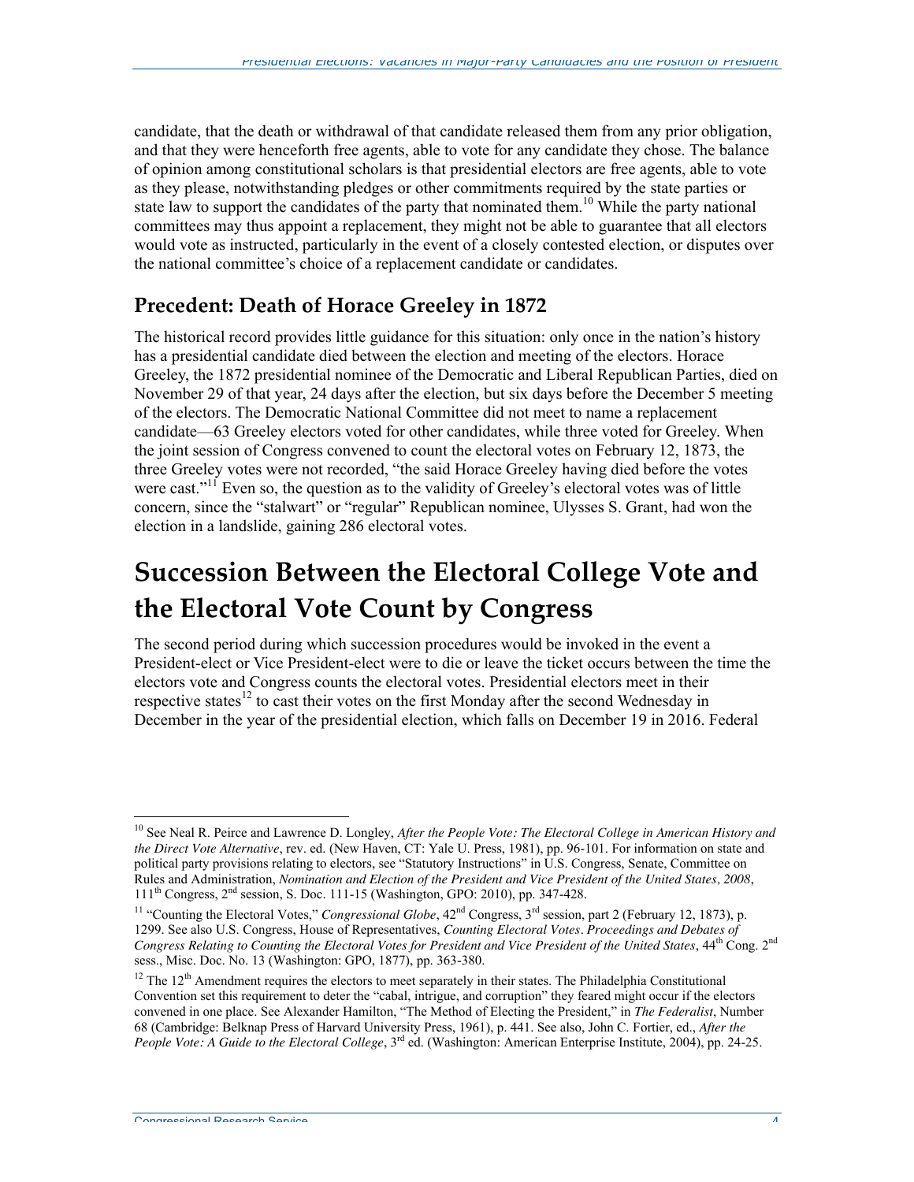candidate, that the death or withdrawal of that candidate released them from any prior obligation, and that they were henceforth free agents, able to vote for any candidate they chose. The balance of opinion among constitutional scholars is that presidential electors are free agents, able to vote as they please, notwithstanding pledges or other commitments required by the state parties or state law to support the candidates of the party that nominated them.[10] While the party national committees may thus appoint a replacement, they might not be able to guarantee that all electors would vote as instructed, particularly in the event of a closely contested election, or disputes over the national committee's choice of a replacement candidate or candidates.

## Precedent: Death of Horace Greeley in 1872

The historical record provides little guidance for this situation: only once in the nation's history has a presidential candidate died between the election and meeting of the electors. Horace Greeley, the 1872 presidential nominee of the Democratic and Liberal Republican Parties, died on November 29 of that year, 24 days after the election, but six days before the December 5 meeting of the electors. The Democratic National Committee did not meet to name a replacement candidate—63 Greeley electors voted for other candidates, while three voted for Greeley. When the joint session of Congress convened to count the electoral votes on February 12, 1873, the three Greeley votes were not recorded, "the said Horace Greeley having died before the votes were cast."[11] Even so, the question as to the validity of Greeley's electoral votes was of little concern, since the "stalwart" or "regular" Republican nominee, Ulysses S. Grant, had won the election in a landslide, gaining 286 electoral votes.

# Succession Between the Electoral College Vote and the Electoral Vote Count by Congress

The second period during which succession procedures would be invoked in the event a President-elect or Vice President-elect were to die or leave the ticket occurs between the time the electors vote and Congress counts the electoral votes. Presidential electors meet in their respective states[12] to cast their votes on the first Monday after the second Wednesday in December in the year of the presidential election, which falls on December 19 in 2016. Federal

---

[10] See Neal R. Peirce and Lawrence D. Longley, *After the People Vote: The Electoral College in American History and the Direct Vote Alternative*, rev. ed. (New Haven, CT: Yale U. Press, 1981), pp. 96-101. For information on state and political party provisions relating to electors, see "Statutory Instructions" in U.S. Congress, Senate, Committee on Rules and Administration, *Nomination and Election of the President and Vice President of the United States, 2008*, 111th Congress, 2nd session, S. Doc. 111-15 (Washington, GPO: 2010), pp. 347-428.

[11] "Counting the Electoral Votes," *Congressional Globe*, 42nd Congress, 3rd session, part 2 (February 12, 1873), p. 1299. See also U.S. Congress, House of Representatives, *Counting Electoral Votes. Proceedings and Debates of Congress Relating to Counting the Electoral Votes for President and Vice President of the United States*, 44th Cong. 2nd sess., Misc. Doc. No. 13 (Washington: GPO, 1877), pp. 363-380.

[12] The 12th Amendment requires the electors to meet separately in their states. The Philadelphia Constitutional Convention set this requirement to deter the "cabal, intrigue, and corruption" they feared might occur if the electors convened in one place. See Alexander Hamilton, "The Method of Electing the President," in *The Federalist*, Number 68 (Cambridge: Belknap Press of Harvard University Press, 1961), p. 441. See also, John C. Fortier, ed., *After the People Vote: A Guide to the Electoral College*, 3rd ed. (Washington: American Enterprise Institute, 2004), pp. 24-25.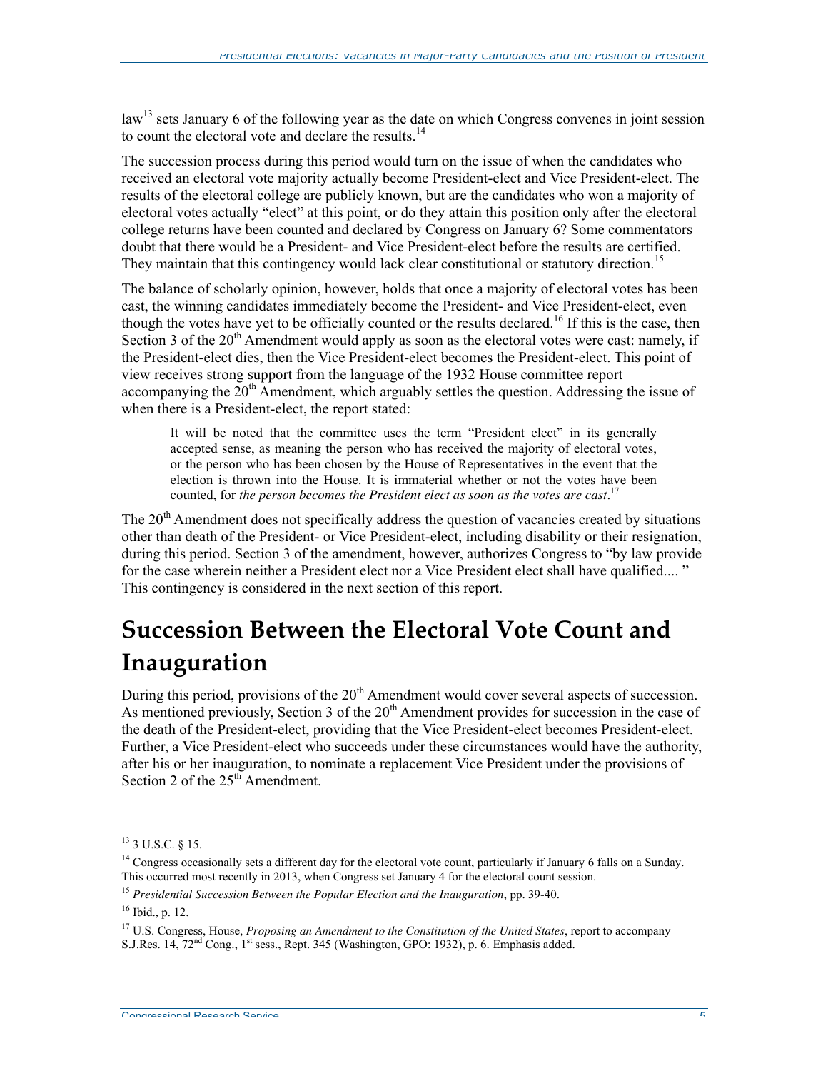law[13] sets January 6 of the following year as the date on which Congress convenes in joint session to count the electoral vote and declare the results.[14]

The succession process during this period would turn on the issue of when the candidates who received an electoral vote majority actually become President-elect and Vice President-elect. The results of the electoral college are publicly known, but are the candidates who won a majority of electoral votes actually "elect" at this point, or do they attain this position only after the electoral college returns have been counted and declared by Congress on January 6? Some commentators doubt that there would be a President- and Vice President-elect before the results are certified. They maintain that this contingency would lack clear constitutional or statutory direction.[15]

The balance of scholarly opinion, however, holds that once a majority of electoral votes has been cast, the winning candidates immediately become the President- and Vice President-elect, even though the votes have yet to be officially counted or the results declared.[16] If this is the case, then Section 3 of the 20th Amendment would apply as soon as the electoral votes were cast: namely, if the President-elect dies, then the Vice President-elect becomes the President-elect. This point of view receives strong support from the language of the 1932 House committee report accompanying the 20th Amendment, which arguably settles the question. Addressing the issue of when there is a President-elect, the report stated:

> It will be noted that the committee uses the term "President elect" in its generally accepted sense, as meaning the person who has received the majority of electoral votes, or the person who has been chosen by the House of Representatives in the event that the election is thrown into the House. It is immaterial whether or not the votes have been counted, for *the person becomes the President elect as soon as the votes are cast*.[17]

The 20th Amendment does not specifically address the question of vacancies created by situations other than death of the President- or Vice President-elect, including disability or their resignation, during this period. Section 3 of the amendment, however, authorizes Congress to "by law provide for the case wherein neither a President elect nor a Vice President elect shall have qualified.... " This contingency is considered in the next section of this report.

## Succession Between the Electoral Vote Count and Inauguration

During this period, provisions of the 20th Amendment would cover several aspects of succession. As mentioned previously, Section 3 of the 20th Amendment provides for succession in the case of the death of the President-elect, providing that the Vice President-elect becomes President-elect. Further, a Vice President-elect who succeeds under these circumstances would have the authority, after his or her inauguration, to nominate a replacement Vice President under the provisions of Section 2 of the 25th Amendment.

---

[13] 3 U.S.C. § 15.

[14] Congress occasionally sets a different day for the electoral vote count, particularly if January 6 falls on a Sunday. This occurred most recently in 2013, when Congress set January 4 for the electoral count session.

[15] *Presidential Succession Between the Popular Election and the Inauguration*, pp. 39-40.

[16] Ibid., p. 12.

[17] U.S. Congress, House, *Proposing an Amendment to the Constitution of the United States*, report to accompany S.J.Res. 14, 72nd Cong., 1st sess., Rept. 345 (Washington, GPO: 1932), p. 6. Emphasis added.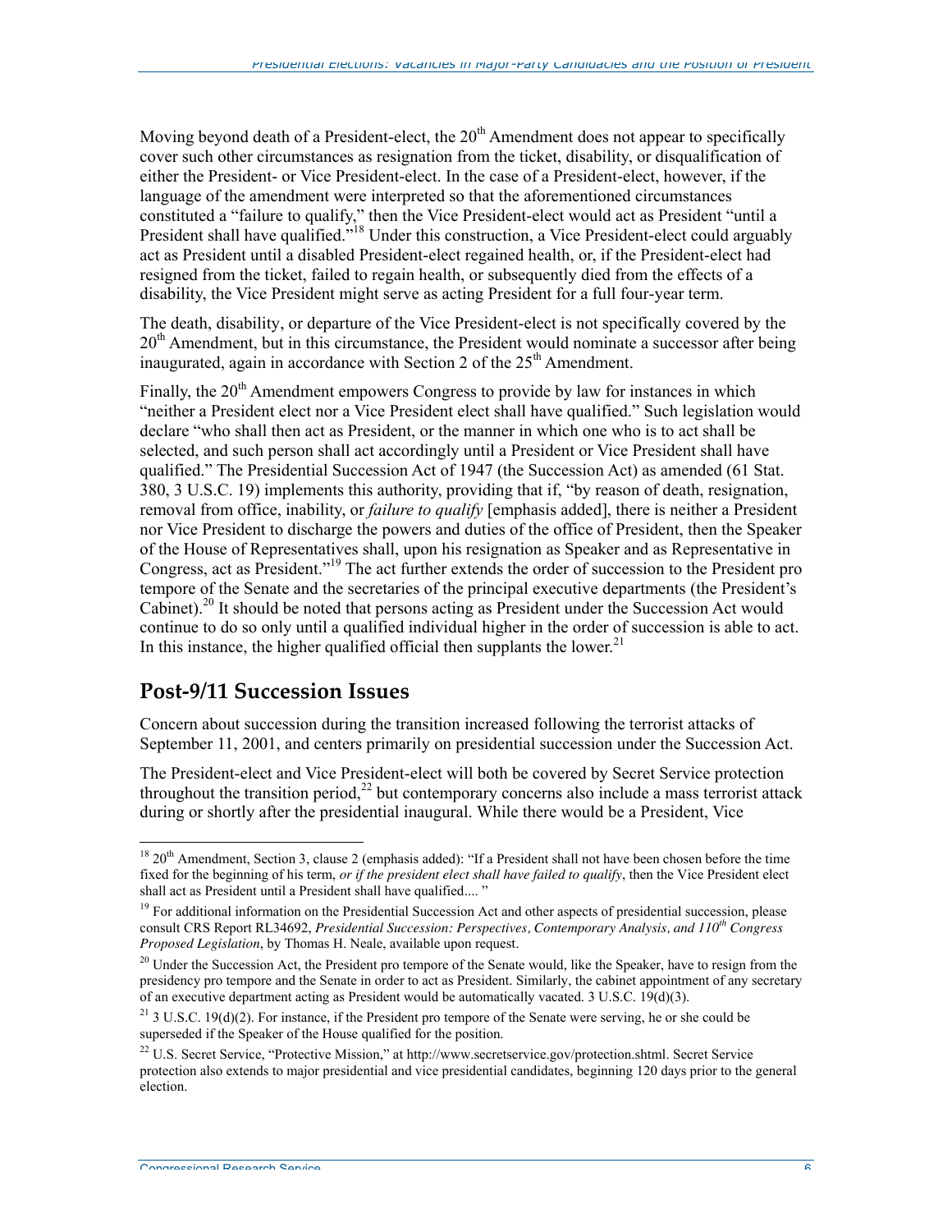Moving beyond death of a President-elect, the 20th Amendment does not appear to specifically cover such other circumstances as resignation from the ticket, disability, or disqualification of either the President- or Vice President-elect. In the case of a President-elect, however, if the language of the amendment were interpreted so that the aforementioned circumstances constituted a "failure to qualify," then the Vice President-elect would act as President "until a President shall have qualified."[18] Under this construction, a Vice President-elect could arguably act as President until a disabled President-elect regained health, or, if the President-elect had resigned from the ticket, failed to regain health, or subsequently died from the effects of a disability, the Vice President might serve as acting President for a full four-year term.

The death, disability, or departure of the Vice President-elect is not specifically covered by the 20th Amendment, but in this circumstance, the President would nominate a successor after being inaugurated, again in accordance with Section 2 of the 25th Amendment.

Finally, the 20th Amendment empowers Congress to provide by law for instances in which "neither a President elect nor a Vice President elect shall have qualified." Such legislation would declare "who shall then act as President, or the manner in which one who is to act shall be selected, and such person shall act accordingly until a President or Vice President shall have qualified." The Presidential Succession Act of 1947 (the Succession Act) as amended (61 Stat. 380, 3 U.S.C. 19) implements this authority, providing that if, "by reason of death, resignation, removal from office, inability, or *failure to qualify* [emphasis added], there is neither a President nor Vice President to discharge the powers and duties of the office of President, then the Speaker of the House of Representatives shall, upon his resignation as Speaker and as Representative in Congress, act as President."[19] The act further extends the order of succession to the President pro tempore of the Senate and the secretaries of the principal executive departments (the President's Cabinet).[20] It should be noted that persons acting as President under the Succession Act would continue to do so only until a qualified individual higher in the order of succession is able to act. In this instance, the higher qualified official then supplants the lower.[21]

## Post-9/11 Succession Issues

Concern about succession during the transition increased following the terrorist attacks of September 11, 2001, and centers primarily on presidential succession under the Succession Act.

The President-elect and Vice President-elect will both be covered by Secret Service protection throughout the transition period,[22] but contemporary concerns also include a mass terrorist attack during or shortly after the presidential inaugural. While there would be a President, Vice

---

[18] 20th Amendment, Section 3, clause 2 (emphasis added): "If a President shall not have been chosen before the time fixed for the beginning of his term, *or if the president elect shall have failed to qualify*, then the Vice President elect shall act as President until a President shall have qualified.... "

[19] For additional information on the Presidential Succession Act and other aspects of presidential succession, please consult CRS Report RL34692, *Presidential Succession: Perspectives, Contemporary Analysis, and 110th Congress Proposed Legislation*, by Thomas H. Neale, available upon request.

[20] Under the Succession Act, the President pro tempore of the Senate would, like the Speaker, have to resign from the presidency pro tempore and the Senate in order to act as President. Similarly, the cabinet appointment of any secretary of an executive department acting as President would be automatically vacated. 3 U.S.C. 19(d)(3).

[21] 3 U.S.C. 19(d)(2). For instance, if the President pro tempore of the Senate were serving, he or she could be superseded if the Speaker of the House qualified for the position.

[22] U.S. Secret Service, "Protective Mission," at http://www.secretservice.gov/protection.shtml. Secret Service protection also extends to major presidential and vice presidential candidates, beginning 120 days prior to the general election.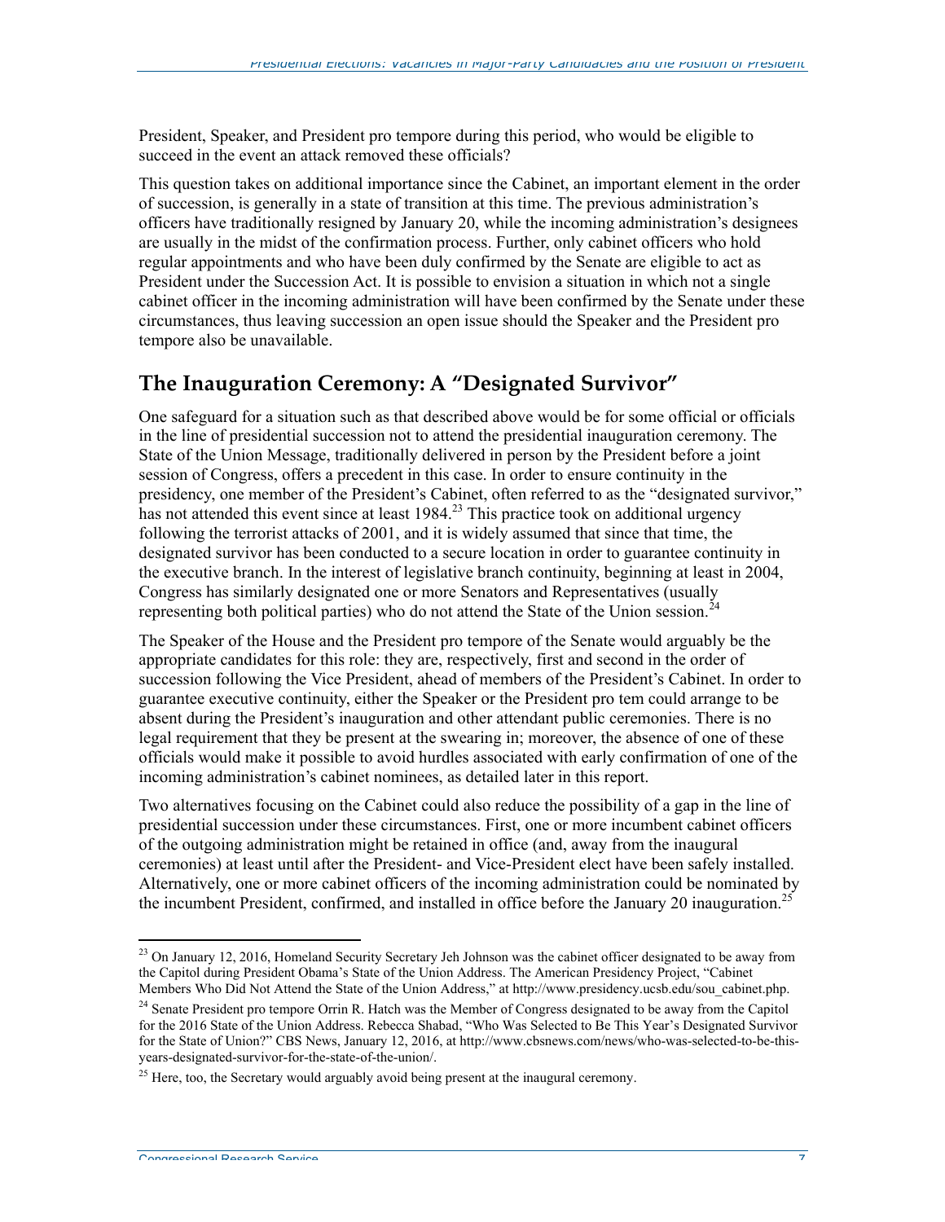President, Speaker, and President pro tempore during this period, who would be eligible to succeed in the event an attack removed these officials?

This question takes on additional importance since the Cabinet, an important element in the order of succession, is generally in a state of transition at this time. The previous administration's officers have traditionally resigned by January 20, while the incoming administration's designees are usually in the midst of the confirmation process. Further, only cabinet officers who hold regular appointments and who have been duly confirmed by the Senate are eligible to act as President under the Succession Act. It is possible to envision a situation in which not a single cabinet officer in the incoming administration will have been confirmed by the Senate under these circumstances, thus leaving succession an open issue should the Speaker and the President pro tempore also be unavailable.

## The Inauguration Ceremony: A "Designated Survivor"

One safeguard for a situation such as that described above would be for some official or officials in the line of presidential succession not to attend the presidential inauguration ceremony. The State of the Union Message, traditionally delivered in person by the President before a joint session of Congress, offers a precedent in this case. In order to ensure continuity in the presidency, one member of the President's Cabinet, often referred to as the "designated survivor," has not attended this event since at least 1984.[23] This practice took on additional urgency following the terrorist attacks of 2001, and it is widely assumed that since that time, the designated survivor has been conducted to a secure location in order to guarantee continuity in the executive branch. In the interest of legislative branch continuity, beginning at least in 2004, Congress has similarly designated one or more Senators and Representatives (usually representing both political parties) who do not attend the State of the Union session.[24]

The Speaker of the House and the President pro tempore of the Senate would arguably be the appropriate candidates for this role: they are, respectively, first and second in the order of succession following the Vice President, ahead of members of the President's Cabinet. In order to guarantee executive continuity, either the Speaker or the President pro tem could arrange to be absent during the President's inauguration and other attendant public ceremonies. There is no legal requirement that they be present at the swearing in; moreover, the absence of one of these officials would make it possible to avoid hurdles associated with early confirmation of one of the incoming administration's cabinet nominees, as detailed later in this report.

Two alternatives focusing on the Cabinet could also reduce the possibility of a gap in the line of presidential succession under these circumstances. First, one or more incumbent cabinet officers of the outgoing administration might be retained in office (and, away from the inaugural ceremonies) at least until after the President- and Vice-President elect have been safely installed. Alternatively, one or more cabinet officers of the incoming administration could be nominated by the incumbent President, confirmed, and installed in office before the January 20 inauguration.[25]

---

[23] On January 12, 2016, Homeland Security Secretary Jeh Johnson was the cabinet officer designated to be away from the Capitol during President Obama's State of the Union Address. The American Presidency Project, "Cabinet Members Who Did Not Attend the State of the Union Address," at http://www.presidency.ucsb.edu/sou_cabinet.php.

[24] Senate President pro tempore Orrin R. Hatch was the Member of Congress designated to be away from the Capitol for the 2016 State of the Union Address. Rebecca Shabad, "Who Was Selected to Be This Year's Designated Survivor for the State of Union?" CBS News, January 12, 2016, at http://www.cbsnews.com/news/who-was-selected-to-be-this-years-designated-survivor-for-the-state-of-the-union/.

[25] Here, too, the Secretary would arguably avoid being present at the inaugural ceremony.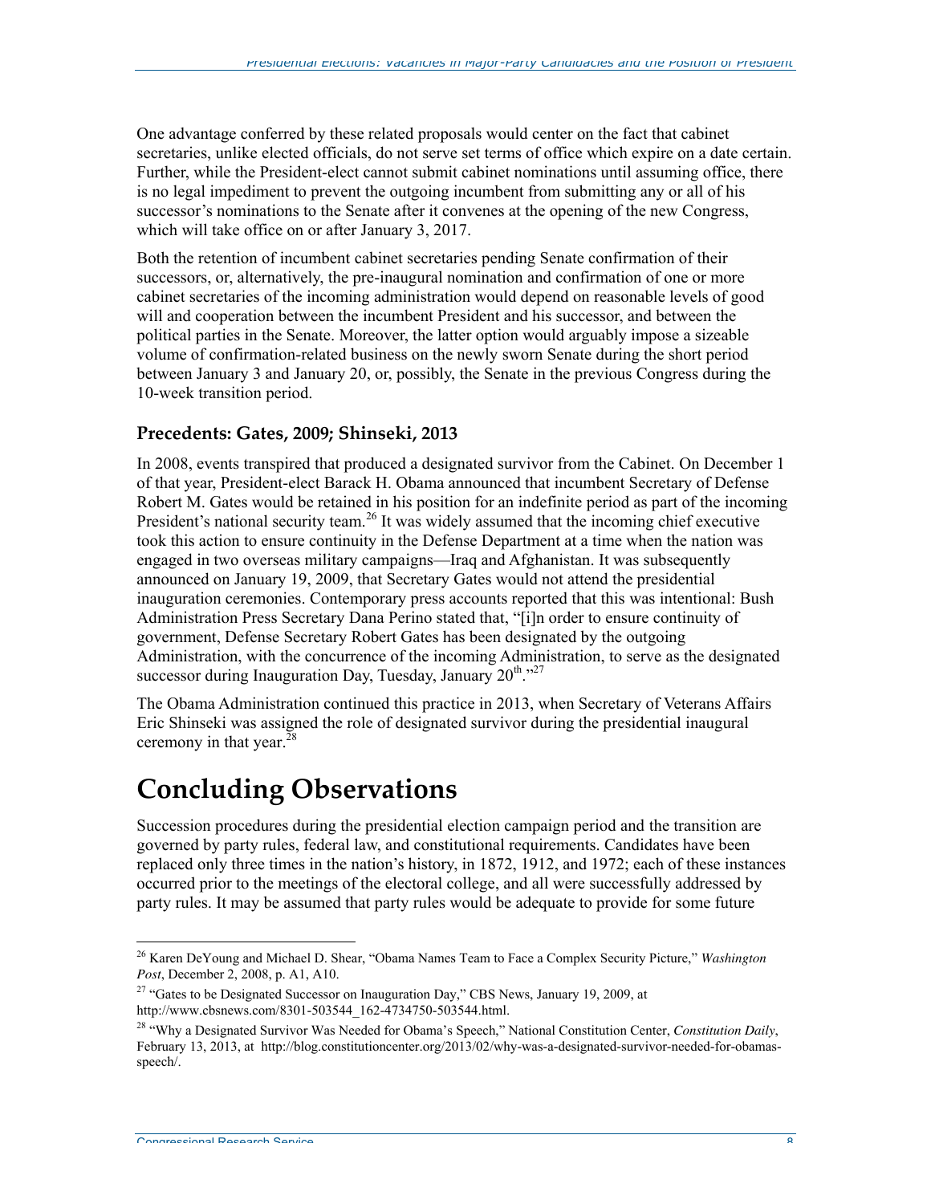One advantage conferred by these related proposals would center on the fact that cabinet secretaries, unlike elected officials, do not serve set terms of office which expire on a date certain. Further, while the President-elect cannot submit cabinet nominations until assuming office, there is no legal impediment to prevent the outgoing incumbent from submitting any or all of his successor's nominations to the Senate after it convenes at the opening of the new Congress, which will take office on or after January 3, 2017.

Both the retention of incumbent cabinet secretaries pending Senate confirmation of their successors, or, alternatively, the pre-inaugural nomination and confirmation of one or more cabinet secretaries of the incoming administration would depend on reasonable levels of good will and cooperation between the incumbent President and his successor, and between the political parties in the Senate. Moreover, the latter option would arguably impose a sizeable volume of confirmation-related business on the newly sworn Senate during the short period between January 3 and January 20, or, possibly, the Senate in the previous Congress during the 10-week transition period.

### Precedents: Gates, 2009; Shinseki, 2013

In 2008, events transpired that produced a designated survivor from the Cabinet. On December 1 of that year, President-elect Barack H. Obama announced that incumbent Secretary of Defense Robert M. Gates would be retained in his position for an indefinite period as part of the incoming President's national security team.[26] It was widely assumed that the incoming chief executive took this action to ensure continuity in the Defense Department at a time when the nation was engaged in two overseas military campaigns—Iraq and Afghanistan. It was subsequently announced on January 19, 2009, that Secretary Gates would not attend the presidential inauguration ceremonies. Contemporary press accounts reported that this was intentional: Bush Administration Press Secretary Dana Perino stated that, "[i]n order to ensure continuity of government, Defense Secretary Robert Gates has been designated by the outgoing Administration, with the concurrence of the incoming Administration, to serve as the designated successor during Inauguration Day, Tuesday, January 20th."[27]

The Obama Administration continued this practice in 2013, when Secretary of Veterans Affairs Eric Shinseki was assigned the role of designated survivor during the presidential inaugural ceremony in that year.[28]

# Concluding Observations

Succession procedures during the presidential election campaign period and the transition are governed by party rules, federal law, and constitutional requirements. Candidates have been replaced only three times in the nation's history, in 1872, 1912, and 1972; each of these instances occurred prior to the meetings of the electoral college, and all were successfully addressed by party rules. It may be assumed that party rules would be adequate to provide for some future

---

[26] Karen DeYoung and Michael D. Shear, "Obama Names Team to Face a Complex Security Picture," *Washington Post*, December 2, 2008, p. A1, A10.

[27] "Gates to be Designated Successor on Inauguration Day," CBS News, January 19, 2009, at http://www.cbsnews.com/8301-503544_162-4734750-503544.html.

[28] "Why a Designated Survivor Was Needed for Obama's Speech," National Constitution Center, *Constitution Daily*, February 13, 2013, at http://blog.constitutioncenter.org/2013/02/why-was-a-designated-survivor-needed-for-obamas-speech/.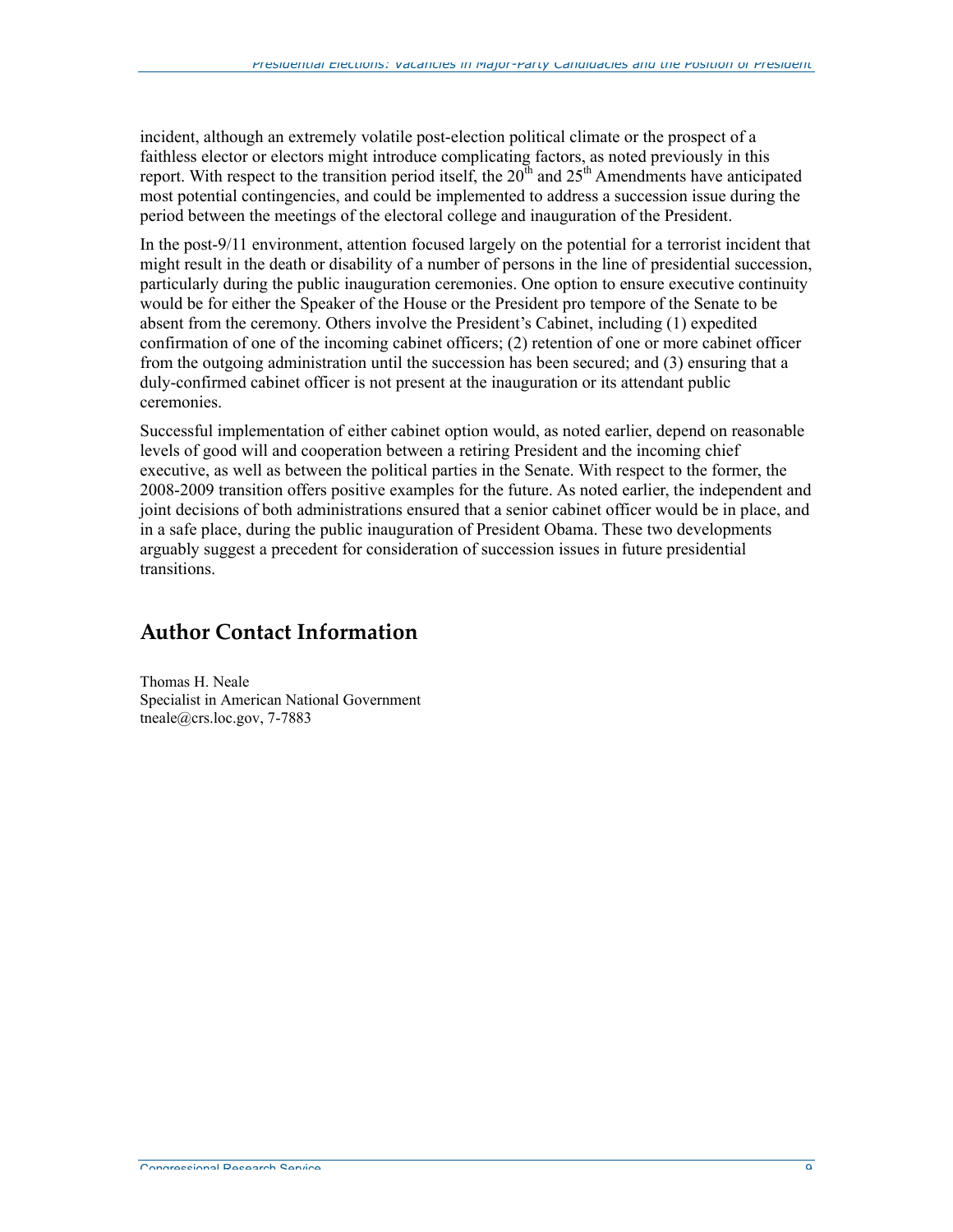incident, although an extremely volatile post-election political climate or the prospect of a faithless elector or electors might introduce complicating factors, as noted previously in this report. With respect to the transition period itself, the 20th and 25th Amendments have anticipated most potential contingencies, and could be implemented to address a succession issue during the period between the meetings of the electoral college and inauguration of the President.

In the post-9/11 environment, attention focused largely on the potential for a terrorist incident that might result in the death or disability of a number of persons in the line of presidential succession, particularly during the public inauguration ceremonies. One option to ensure executive continuity would be for either the Speaker of the House or the President pro tempore of the Senate to be absent from the ceremony. Others involve the President's Cabinet, including (1) expedited confirmation of one of the incoming cabinet officers; (2) retention of one or more cabinet officer from the outgoing administration until the succession has been secured; and (3) ensuring that a duly-confirmed cabinet officer is not present at the inauguration or its attendant public ceremonies.

Successful implementation of either cabinet option would, as noted earlier, depend on reasonable levels of good will and cooperation between a retiring President and the incoming chief executive, as well as between the political parties in the Senate. With respect to the former, the 2008-2009 transition offers positive examples for the future. As noted earlier, the independent and joint decisions of both administrations ensured that a senior cabinet officer would be in place, and in a safe place, during the public inauguration of President Obama. These two developments arguably suggest a precedent for consideration of succession issues in future presidential transitions.

## Author Contact Information

Thomas H. Neale
Specialist in American National Government
tneale@crs.loc.gov, 7-7883